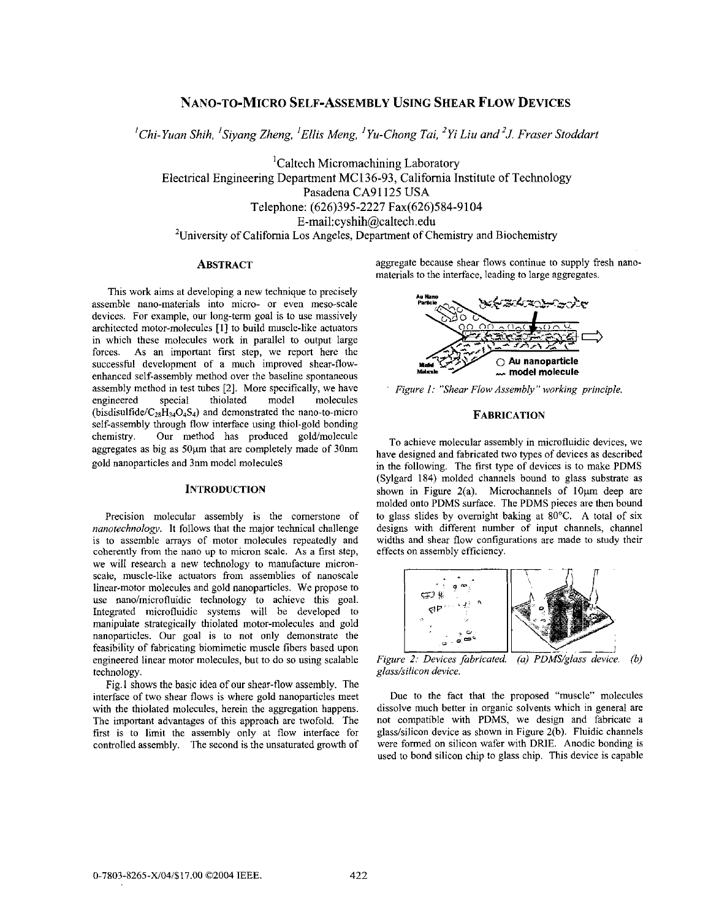# NANO-TO-MICRO SELF-ASSEMBLY USING SHEAR FLOW DEVICES

[1]Chi-Yuan Shih, [1]Siyang Zheng, [1]Ellis Meng, [1]Yu-Chong Tai, [2]Yi Liu and [2]J. Fraser Stoddart

[1]Caltech Micromachining Laboratory
Electrical Engineering Department MC136-93, California Institute of Technology
Pasadena CA91125 USA
Telephone: (626)395-2227 Fax(626)584-9104
E-mail:cyshih@caltech.edu
[2]University of California Los Angeles, Department of Chemistry and Biochemistry

## ABSTRACT

This work aims at developing a new technique to precisely assemble nano-materials into micro- or even meso-scale devices. For example, our long-term goal is to use massively architected motor-molecules [1] to build muscle-like actuators in which these molecules work in parallel to output large forces. As an important first step, we report here the successful development of a much improved shear-flow-enhanced self-assembly method over the baseline spontaneous assembly method in test tubes [2]. More specifically, we have engineered special thiolated model molecules (bisdisulfide/$C_{28}H_{34}O_4S_4$) and demonstrated the nano-to-micro self-assembly through flow interface using thiol-gold bonding chemistry. Our method has produced gold/molecule aggregates as big as 50μm that are completely made of 30nm gold nanoparticles and 3nm model molecules

## INTRODUCTION

Precision molecular assembly is the cornerstone of *nanotechnology*. It follows that the major technical challenge is to assemble arrays of motor molecules repeatedly and coherently from the nano up to micron scale. As a first step, we will research a new technology to manufacture micron-scale, muscle-like actuators from assemblies of nanoscale linear-motor molecules and gold nanoparticles. We propose to use nano/microfluidic technology to achieve this goal. Integrated microfluidic systems will be developed to manipulate strategically thiolated motor-molecules and gold nanoparticles. Our goal is to not only demonstrate the feasibility of fabricating biomimetic muscle fibers based upon engineered linear motor molecules, but to do so using scalable technology.

Fig.1 shows the basic idea of our shear-flow assembly. The interface of two shear flows is where gold nanoparticles meet with the thiolated molecules, herein the aggregation happens. The important advantages of this approach are twofold. The first is to limit the assembly only at flow interface for controlled assembly. The second is the unsaturated growth of aggregate because shear flows continue to supply fresh nano-materials to the interface, leading to large aggregates.

*Figure 1: "Shear Flow Assembly" working principle.*

## FABRICATION

To achieve molecular assembly in microfluidic devices, we have designed and fabricated two types of devices as described in the following. The first type of devices is to make PDMS (Sylgard 184) molded channels bound to glass substrate as shown in Figure 2(a). Microchannels of 10μm deep are molded onto PDMS surface. The PDMS pieces are then bound to glass slides by overnight baking at 80°C. A total of six designs with different number of input channels, channel widths and shear flow configurations are made to study their effects on assembly efficiency.

*Figure 2: Devices fabricated. (a) PDMS/glass device. (b) glass/silicon device.*

Due to the fact that the proposed "muscle" molecules dissolve much better in organic solvents which in general are not compatible with PDMS, we design and fabricate a glass/silicon device as shown in Figure 2(b). Fluidic channels were formed on silicon wafer with DRIE. Anodic bonding is used to bond silicon chip to glass chip. This device is capable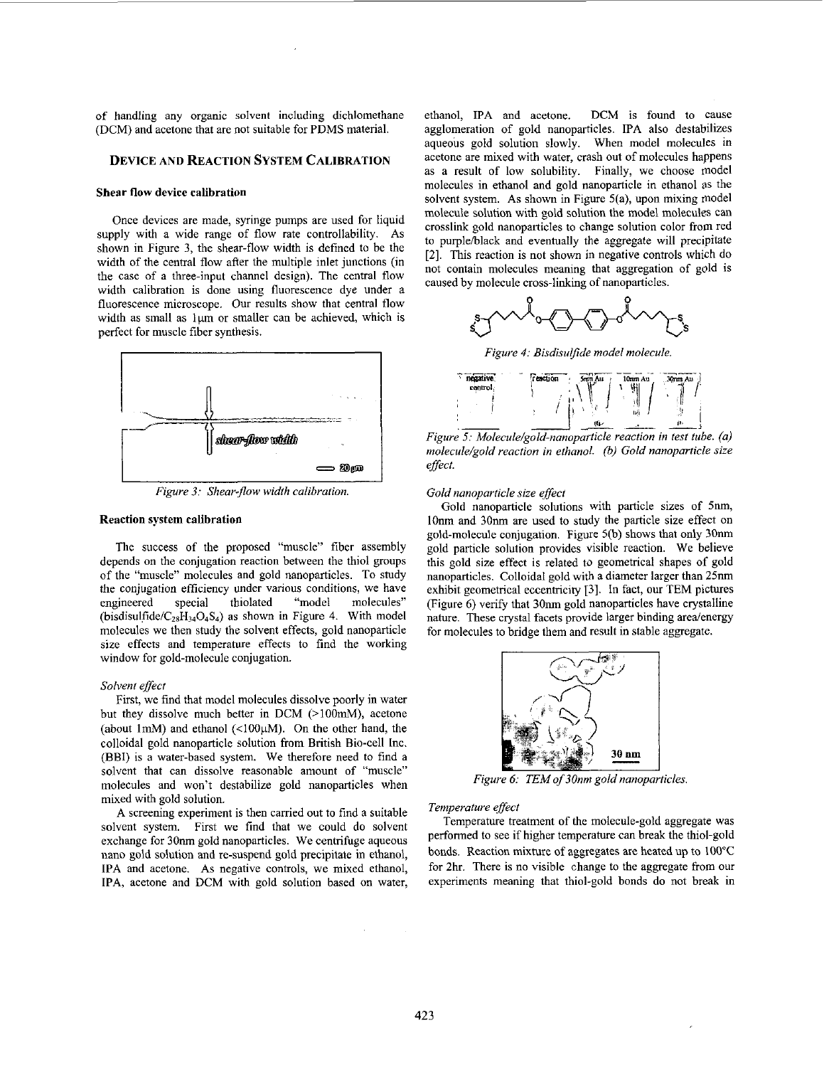of handling any organic solvent including dichlomethane (DCM) and acetone that are not suitable for PDMS material.

## DEVICE AND REACTION SYSTEM CALIBRATION

### Shear flow device calibration

Once devices are made, syringe pumps are used for liquid supply with a wide range of flow rate controllability. As shown in Figure 3, the shear-flow width is defined to be the width of the central flow after the multiple inlet junctions (in the case of a three-input channel design). The central flow width calibration is done using fluorescence dye under a fluorescence microscope. Our results show that central flow width as small as 1μm or smaller can be achieved, which is perfect for muscle fiber synthesis.

*Figure 3: Shear-flow width calibration.*

### Reaction system calibration

The success of the proposed "muscle" fiber assembly depends on the conjugation reaction between the thiol groups of the "muscle" molecules and gold nanoparticles. To study the conjugation efficiency under various conditions, we have engineered special thiolated "model molecules" (bisdisulfide/$C_{28}H_{34}O_4S_4$) as shown in Figure 4. With model molecules we then study the solvent effects, gold nanoparticle size effects and temperature effects to find the working window for gold-molecule conjugation.

#### *Solvent effect*

First, we find that model molecules dissolve poorly in water but they dissolve much better in DCM (>100mM), acetone (about 1mM) and ethanol (<100μM). On the other hand, the colloidal gold nanoparticle solution from British Bio-cell Inc. (BBI) is a water-based system. We therefore need to find a solvent that can dissolve reasonable amount of "muscle" molecules and won't destabilize gold nanoparticles when mixed with gold solution.

A screening experiment is then carried out to find a suitable solvent system. First we find that we could do solvent exchange for 30nm gold nanoparticles. We centrifuge aqueous nano gold solution and re-suspend gold precipitate in ethanol, IPA and acetone. As negative controls, we mixed ethanol, IPA, acetone and DCM with gold solution based on water, ethanol, IPA and acetone. DCM is found to cause agglomeration of gold nanoparticles. IPA also destabilizes aqueous gold solution slowly. When model molecules in acetone are mixed with water, crash out of molecules happens as a result of low solubility. Finally, we choose model molecules in ethanol and gold nanoparticle in ethanol as the solvent system. As shown in Figure 5(a), upon mixing model molecule solution with gold solution the model molecules can crosslink gold nanoparticles to change solution color from red to purple/black and eventually the aggregate will precipitate [2]. This reaction is not shown in negative controls which do not contain molecules meaning that aggregation of gold is caused by molecule cross-linking of nanoparticles.

*Figure 4: Bisdisulfide model molecule.*

*Figure 5: Molecule/gold-nanoparticle reaction in test tube. (a) molecule/gold reaction in ethanol. (b) Gold nanoparticle size effect.*

#### *Gold nanoparticle size effect*

Gold nanoparticle solutions with particle sizes of 5nm, 10nm and 30nm are used to study the particle size effect on gold-molecule conjugation. Figure 5(b) shows that only 30nm gold particle solution provides visible reaction. We believe this gold size effect is related to geometrical shapes of gold nanoparticles. Colloidal gold with a diameter larger than 25nm exhibit geometrical eccentricity [3]. In fact, our TEM pictures (Figure 6) verify that 30nm gold nanoparticles have crystalline nature. These crystal facets provide larger binding area/energy for molecules to bridge them and result in stable aggregate.

*Figure 6: TEM of 30nm gold nanoparticles.*

#### *Temperature effect*

Temperature treatment of the molecule-gold aggregate was performed to see if higher temperature can break the thiol-gold bonds. Reaction mixture of aggregates are heated up to 100°C for 2hr. There is no visible change to the aggregate from our experiments meaning that thiol-gold bonds do not break in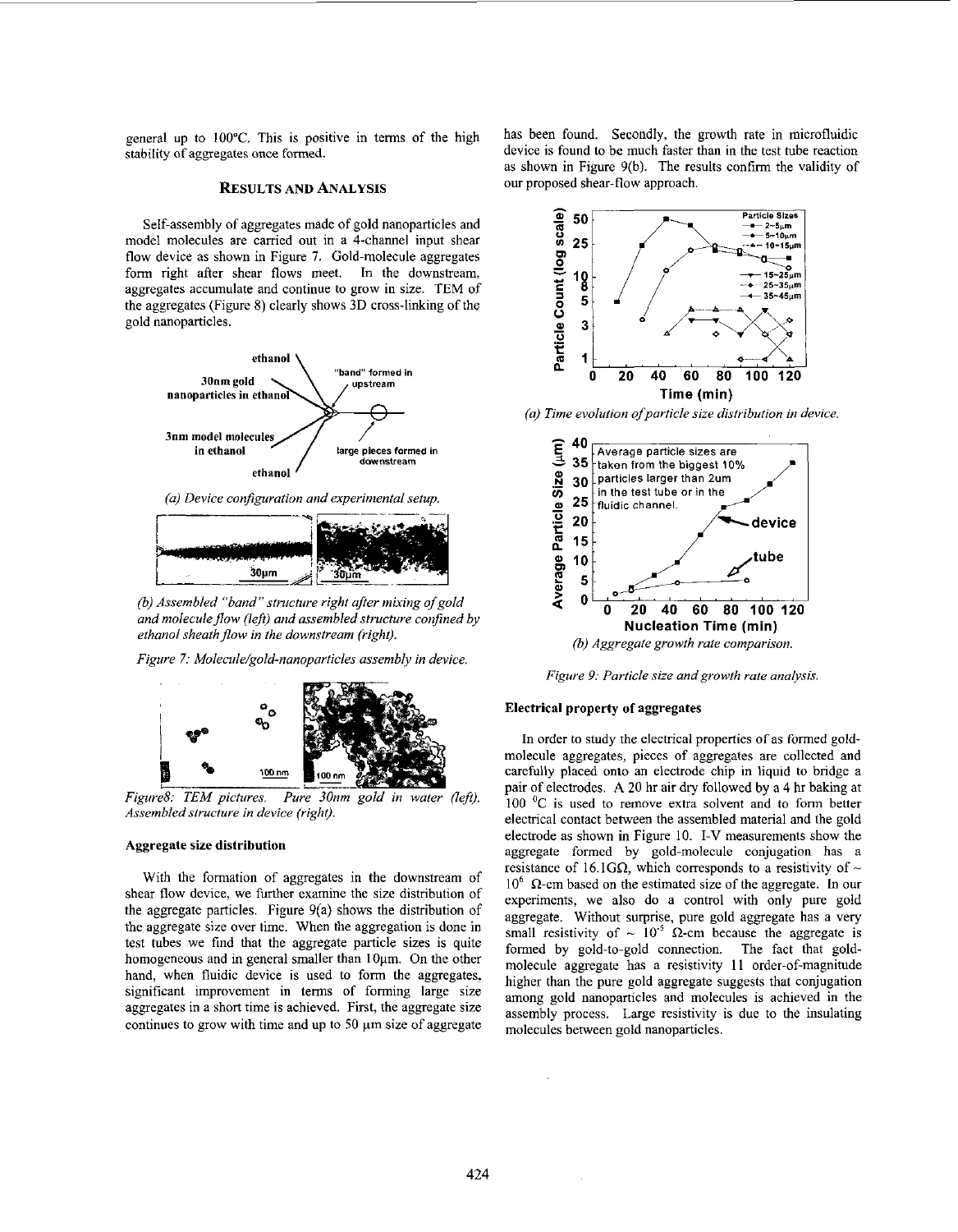general up to 100°C. This is positive in terms of the high stability of aggregates once formed.

## RESULTS AND ANALYSIS

Self-assembly of aggregates made of gold nanoparticles and model molecules are carried out in a 4-channel input shear flow device as shown in Figure 7. Gold-molecule aggregates form right after shear flows meet. In the downstream, aggregates accumulate and continue to grow in size. TEM of the aggregates (Figure 8) clearly shows 3D cross-linking of the gold nanoparticles.

*(a) Device configuration and experimental setup.*

*(b) Assembled "band" structure right after mixing of gold and molecule flow (left) and assembled structure confined by ethanol sheath flow in the downstream (right).*

*Figure 7: Molecule/gold-nanoparticles assembly in device.*

*Figure8: TEM pictures. Pure 30nm gold in water (left). Assembled structure in device (right).*

### Aggregate size distribution

With the formation of aggregates in the downstream of shear flow device, we further examine the size distribution of the aggregate particles. Figure 9(a) shows the distribution of the aggregate size over time. When the aggregation is done in test tubes we find that the aggregate particle sizes is quite homogeneous and in general smaller than 10μm. On the other hand, when fluidic device is used to form the aggregates, significant improvement in terms of forming large size aggregates in a short time is achieved. First, the aggregate size continues to grow with time and up to 50 μm size of aggregate has been found. Secondly, the growth rate in microfluidic device is found to be much faster than in the test tube reaction as shown in Figure 9(b). The results confirm the validity of our proposed shear-flow approach.

*(a) Time evolution of particle size distribution in device.*

*(b) Aggregate growth rate comparison.*

*Figure 9: Particle size and growth rate analysis.*

### Electrical property of aggregates

In order to study the electrical properties of as formed gold-molecule aggregates, pieces of aggregates are collected and carefully placed onto an electrode chip in liquid to bridge a pair of electrodes. A 20 hr air dry followed by a 4 hr baking at 100 °C is used to remove extra solvent and to form better electrical contact between the assembled material and the gold electrode as shown in Figure 10. I-V measurements show the aggregate formed by gold-molecule conjugation has a resistance of 16.1GΩ, which corresponds to a resistivity of ~ $10^6$ Ω-cm based on the estimated size of the aggregate. In our experiments, we also do a control with only pure gold aggregate. Without surprise, pure gold aggregate has a very small resistivity of ~ $10^{-5}$ Ω-cm because the aggregate is formed by gold-to-gold connection. The fact that gold-molecule aggregate has a resistivity 11 order-of-magnitude higher than the pure gold aggregate suggests that conjugation among gold nanoparticles and molecules is achieved in the assembly process. Large resistivity is due to the insulating molecules between gold nanoparticles.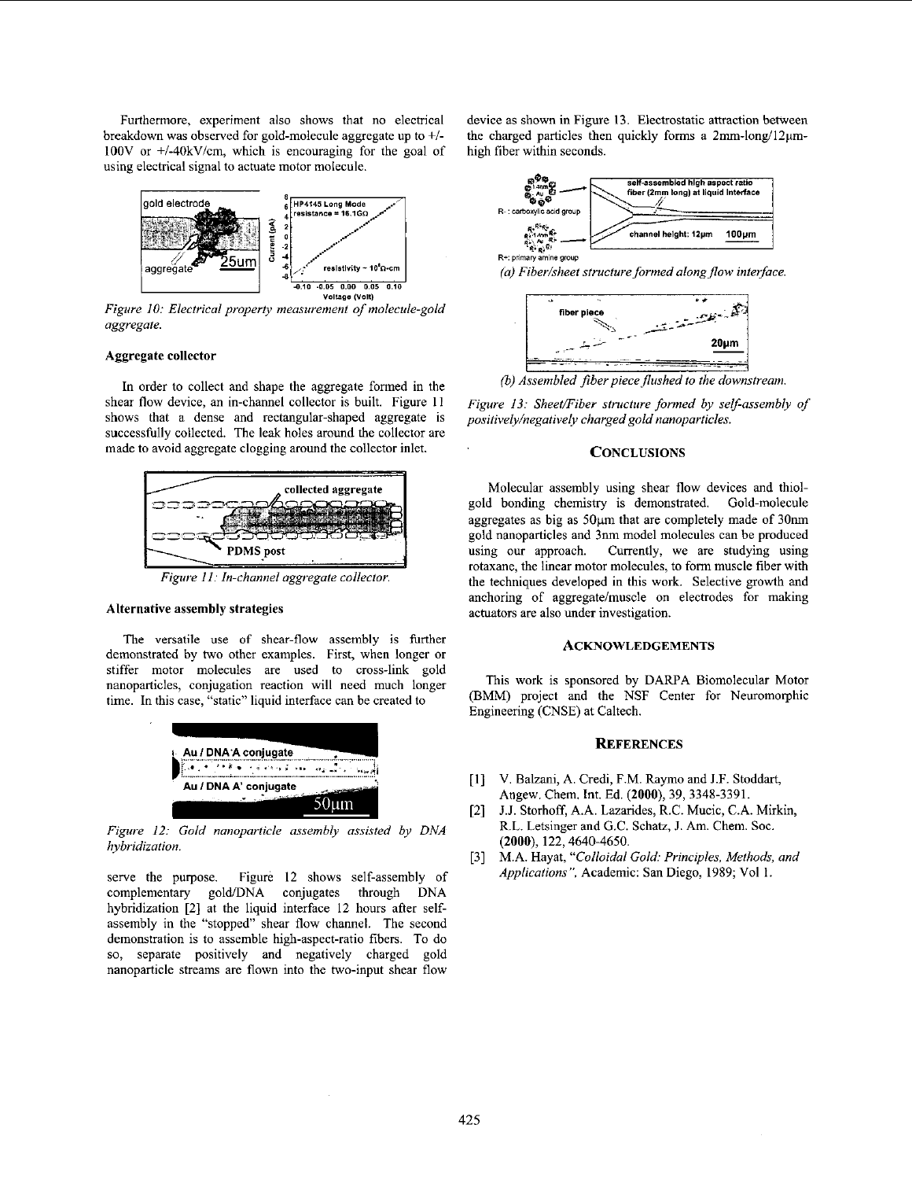Furthermore, experiment also shows that no electrical breakdown was observed for gold-molecule aggregate up to +/- 100V or +/-40kV/cm, which is encouraging for the goal of using electrical signal to actuate motor molecule.

gold electrode

aggregate

25um

HP4145 Long Mode

resistance = 16.1GΩ

Current (pA)

resistivity ~ $10^6$Ω-cm

Voltage (Volt)

*Figure 10: Electrical property measurement of molecule-gold aggregate.*

### Aggregate collector

In order to collect and shape the aggregate formed in the shear flow device, an in-channel collector is built. Figure 11 shows that a dense and rectangular-shaped aggregate is successfully collected. The leak holes around the collector are made to avoid aggregate clogging around the collector inlet.

collected aggregate

PDMS post

*Figure 11: In-channel aggregate collector.*

### Alternative assembly strategies

The versatile use of shear-flow assembly is further demonstrated by two other examples. First, when longer or stiffer motor molecules are used to cross-link gold nanoparticles, conjugation reaction will need much longer time. In this case, "static" liquid interface can be created to

Au / DNA A conjugate

Au / DNA A' conjugate

50μm

*Figure 12: Gold nanoparticle assembly assisted by DNA hybridization.*

serve the purpose. Figure 12 shows self-assembly of complementary gold/DNA conjugates through DNA hybridization [2] at the liquid interface 12 hours after self-assembly in the "stopped" shear flow channel. The second demonstration is to assemble high-aspect-ratio fibers. To do so, separate positively and negatively charged gold nanoparticle streams are flown into the two-input shear flow device as shown in Figure 13. Electrostatic attraction between the charged particles then quickly forms a 2mm-long/12μm-high fiber within seconds.

self-assembled high aspect ratio fiber (2mm long) at liquid interface

R- : carboxylic acid group

channel height: 12μm 100μm

R+: primary amine group

*(a) Fiber/sheet structure formed along flow interface.*

fiber piece

20μm

*(b) Assembled fiber piece flushed to the downstream.*

*Figure 13: Sheet/Fiber structure formed by self-assembly of positively/negatively charged gold nanoparticles.*

## CONCLUSIONS

Molecular assembly using shear flow devices and thiol-gold bonding chemistry is demonstrated. Gold-molecule aggregates as big as 50μm that are completely made of 30nm gold nanoparticles and 3nm model molecules can be produced using our approach. Currently, we are studying using rotaxane, the linear motor molecules, to form muscle fiber with the techniques developed in this work. Selective growth and anchoring of aggregate/muscle on electrodes for making actuators are also under investigation.

## ACKNOWLEDGEMENTS

This work is sponsored by DARPA Biomolecular Motor (BMM) project and the NSF Center for Neuromorphic Engineering (CNSE) at Caltech.

## REFERENCES

[1] V. Balzani, A. Credi, F.M. Raymo and J.F. Stoddart, Angew. Chem. Int. Ed. (**2000**), 39, 3348-3391.

[2] J.J. Storhoff, A.A. Lazarides, R.C. Mucic, C.A. Mirkin, R.L. Letsinger and G.C. Schatz, J. Am. Chem. Soc. (**2000**), 122, 4640-4650.

[3] M.A. Hayat, "*Colloidal Gold: Principles, Methods, and Applications*", Academic: San Diego, 1989; Vol 1.